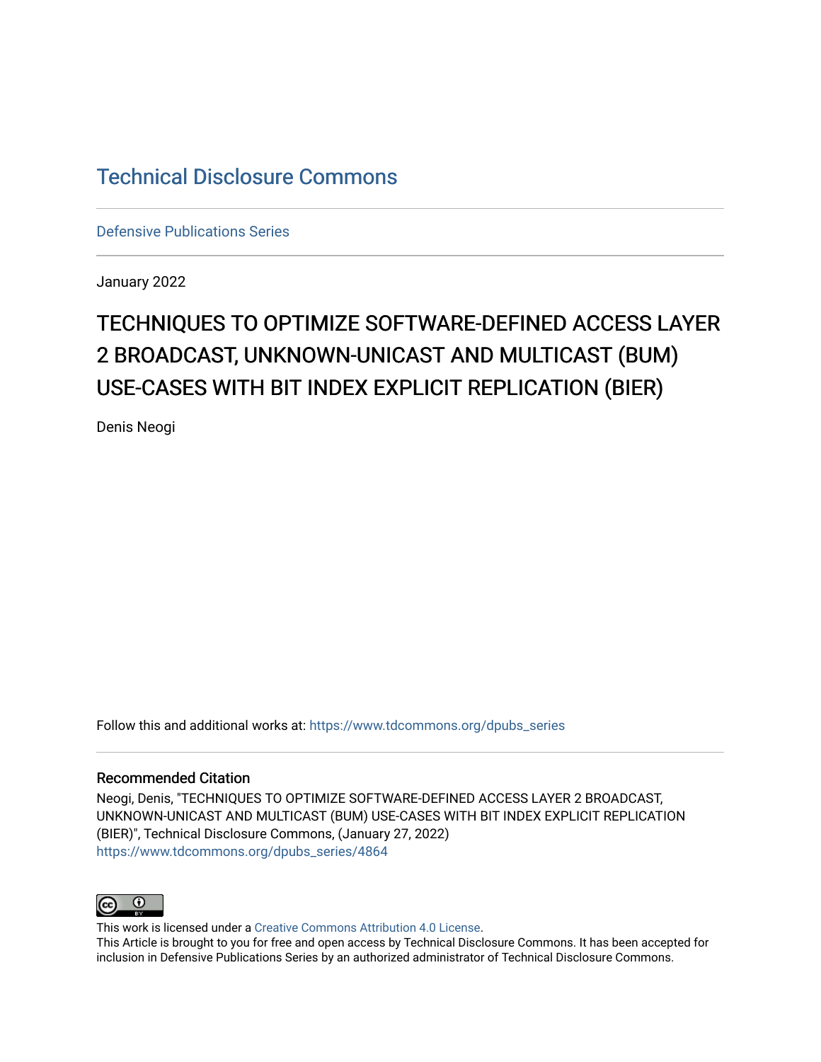# Technical Disclosure Commons

Defensive Publications Series

January 2022

## TECHNIQUES TO OPTIMIZE SOFTWARE-DEFINED ACCESS LAYER 2 BROADCAST, UNKNOWN-UNICAST AND MULTICAST (BUM) USE-CASES WITH BIT INDEX EXPLICIT REPLICATION (BIER)

Denis Neogi

Follow this and additional works at: https://www.tdcommons.org/dpubs_series

### Recommended Citation

Neogi, Denis, "TECHNIQUES TO OPTIMIZE SOFTWARE-DEFINED ACCESS LAYER 2 BROADCAST, UNKNOWN-UNICAST AND MULTICAST (BUM) USE-CASES WITH BIT INDEX EXPLICIT REPLICATION (BIER)", Technical Disclosure Commons, (January 27, 2022)
https://www.tdcommons.org/dpubs_series/4864

This work is licensed under a Creative Commons Attribution 4.0 License.
This Article is brought to you for free and open access by Technical Disclosure Commons. It has been accepted for inclusion in Defensive Publications Series by an authorized administrator of Technical Disclosure Commons.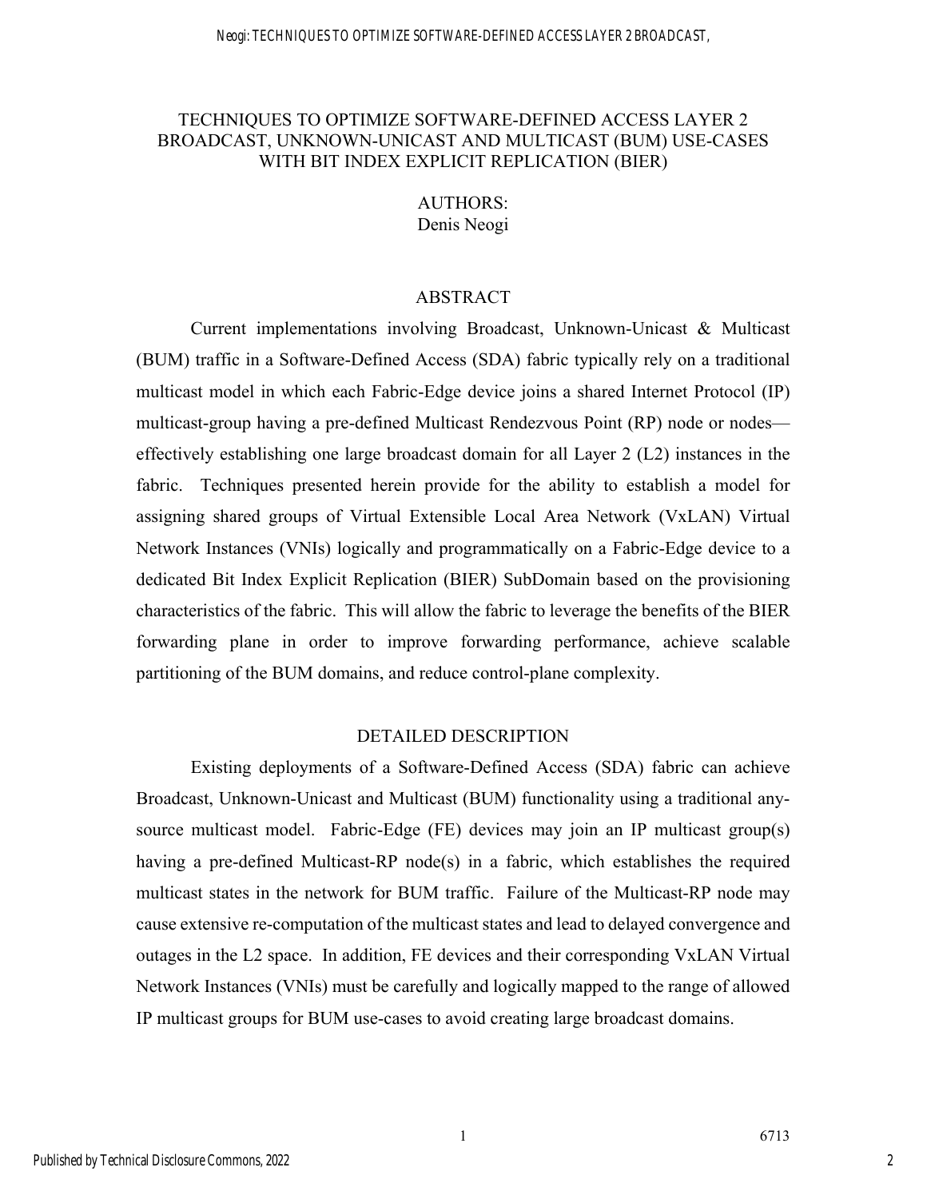# TECHNIQUES TO OPTIMIZE SOFTWARE-DEFINED ACCESS LAYER 2 BROADCAST, UNKNOWN-UNICAST AND MULTICAST (BUM) USE-CASES WITH BIT INDEX EXPLICIT REPLICATION (BIER)

AUTHORS:
Denis Neogi

## ABSTRACT

Current implementations involving Broadcast, Unknown-Unicast & Multicast (BUM) traffic in a Software-Defined Access (SDA) fabric typically rely on a traditional multicast model in which each Fabric-Edge device joins a shared Internet Protocol (IP) multicast-group having a pre-defined Multicast Rendezvous Point (RP) node or nodes—effectively establishing one large broadcast domain for all Layer 2 (L2) instances in the fabric. Techniques presented herein provide for the ability to establish a model for assigning shared groups of Virtual Extensible Local Area Network (VxLAN) Virtual Network Instances (VNIs) logically and programmatically on a Fabric-Edge device to a dedicated Bit Index Explicit Replication (BIER) SubDomain based on the provisioning characteristics of the fabric. This will allow the fabric to leverage the benefits of the BIER forwarding plane in order to improve forwarding performance, achieve scalable partitioning of the BUM domains, and reduce control-plane complexity.

## DETAILED DESCRIPTION

Existing deployments of a Software-Defined Access (SDA) fabric can achieve Broadcast, Unknown-Unicast and Multicast (BUM) functionality using a traditional any-source multicast model. Fabric-Edge (FE) devices may join an IP multicast group(s) having a pre-defined Multicast-RP node(s) in a fabric, which establishes the required multicast states in the network for BUM traffic. Failure of the Multicast-RP node may cause extensive re-computation of the multicast states and lead to delayed convergence and outages in the L2 space. In addition, FE devices and their corresponding VxLAN Virtual Network Instances (VNIs) must be carefully and logically mapped to the range of allowed IP multicast groups for BUM use-cases to avoid creating large broadcast domains.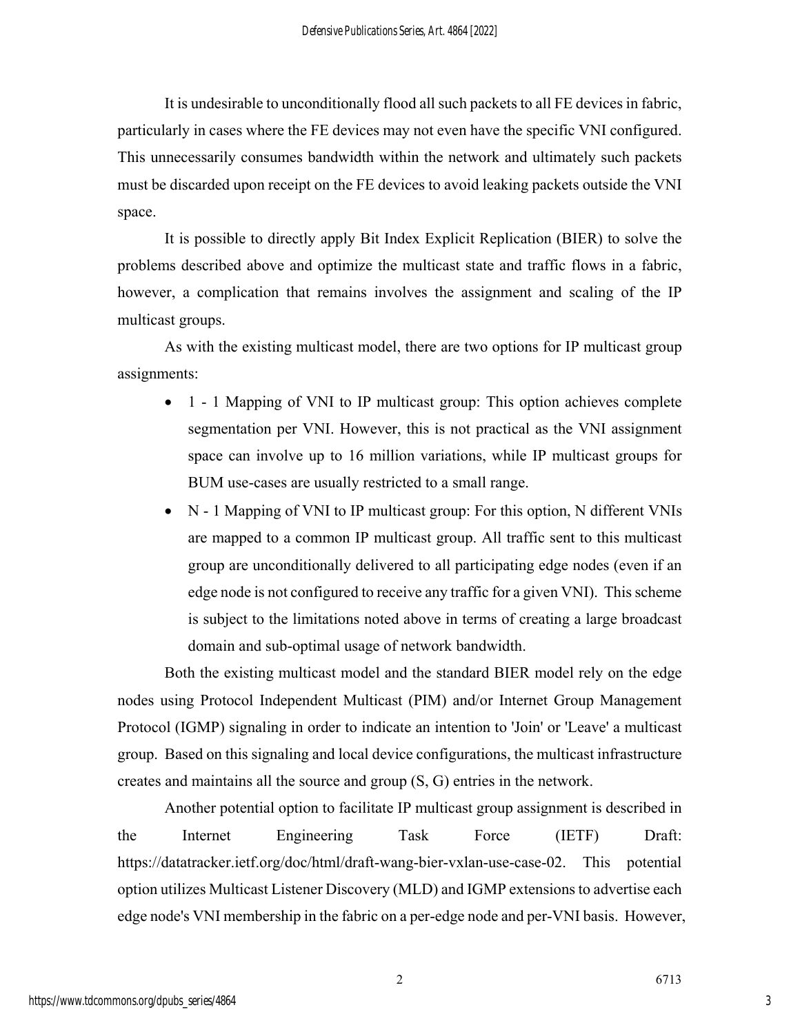It is undesirable to unconditionally flood all such packets to all FE devices in fabric, particularly in cases where the FE devices may not even have the specific VNI configured. This unnecessarily consumes bandwidth within the network and ultimately such packets must be discarded upon receipt on the FE devices to avoid leaking packets outside the VNI space.

It is possible to directly apply Bit Index Explicit Replication (BIER) to solve the problems described above and optimize the multicast state and traffic flows in a fabric, however, a complication that remains involves the assignment and scaling of the IP multicast groups.

As with the existing multicast model, there are two options for IP multicast group assignments:

- 1 - 1 Mapping of VNI to IP multicast group: This option achieves complete segmentation per VNI. However, this is not practical as the VNI assignment space can involve up to 16 million variations, while IP multicast groups for BUM use-cases are usually restricted to a small range.
- N - 1 Mapping of VNI to IP multicast group: For this option, N different VNIs are mapped to a common IP multicast group. All traffic sent to this multicast group are unconditionally delivered to all participating edge nodes (even if an edge node is not configured to receive any traffic for a given VNI). This scheme is subject to the limitations noted above in terms of creating a large broadcast domain and sub-optimal usage of network bandwidth.

Both the existing multicast model and the standard BIER model rely on the edge nodes using Protocol Independent Multicast (PIM) and/or Internet Group Management Protocol (IGMP) signaling in order to indicate an intention to 'Join' or 'Leave' a multicast group. Based on this signaling and local device configurations, the multicast infrastructure creates and maintains all the source and group (S, G) entries in the network.

Another potential option to facilitate IP multicast group assignment is described in the Internet Engineering Task Force (IETF) Draft: https://datatracker.ietf.org/doc/html/draft-wang-bier-vxlan-use-case-02. This potential option utilizes Multicast Listener Discovery (MLD) and IGMP extensions to advertise each edge node's VNI membership in the fabric on a per-edge node and per-VNI basis. However,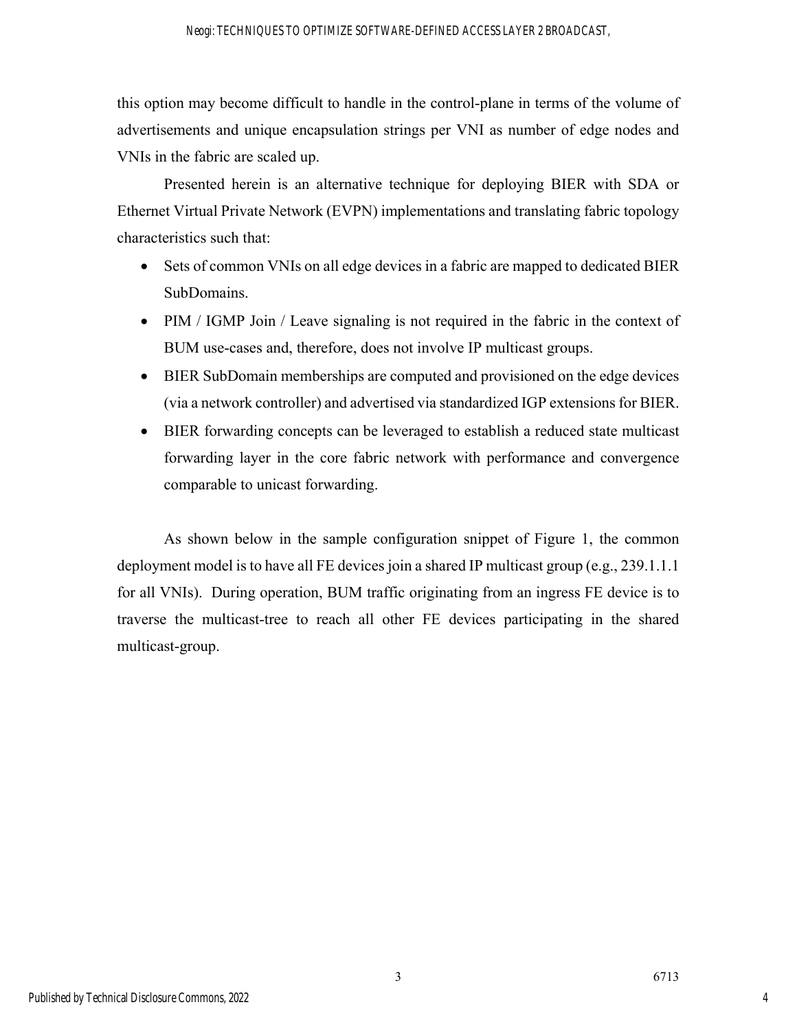this option may become difficult to handle in the control-plane in terms of the volume of advertisements and unique encapsulation strings per VNI as number of edge nodes and VNIs in the fabric are scaled up.

Presented herein is an alternative technique for deploying BIER with SDA or Ethernet Virtual Private Network (EVPN) implementations and translating fabric topology characteristics such that:

- Sets of common VNIs on all edge devices in a fabric are mapped to dedicated BIER SubDomains.
- PIM / IGMP Join / Leave signaling is not required in the fabric in the context of BUM use-cases and, therefore, does not involve IP multicast groups.
- BIER SubDomain memberships are computed and provisioned on the edge devices (via a network controller) and advertised via standardized IGP extensions for BIER.
- BIER forwarding concepts can be leveraged to establish a reduced state multicast forwarding layer in the core fabric network with performance and convergence comparable to unicast forwarding.

As shown below in the sample configuration snippet of Figure 1, the common deployment model is to have all FE devices join a shared IP multicast group (e.g., 239.1.1.1 for all VNIs). During operation, BUM traffic originating from an ingress FE device is to traverse the multicast-tree to reach all other FE devices participating in the shared multicast-group.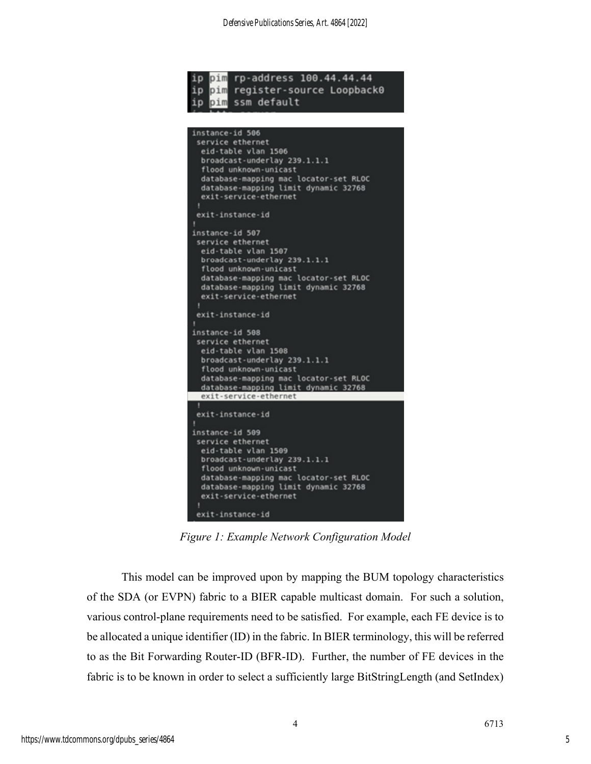```
ip pim rp-address 100.44.44.44
ip pim register-source Loopback0
ip pim ssm default
```

```
instance-id 506
 service ethernet
  eid-table vlan 1506
  broadcast-underlay 239.1.1.1
  flood unknown-unicast
  database-mapping mac locator-set RLOC
  database-mapping limit dynamic 32768
  exit-service-ethernet
 !
 exit-instance-id
!
instance-id 507
 service ethernet
  eid-table vlan 1507
  broadcast-underlay 239.1.1.1
  flood unknown-unicast
  database-mapping mac locator-set RLOC
  database-mapping limit dynamic 32768
  exit-service-ethernet
 !
 exit-instance-id
!
instance-id 508
 service ethernet
  eid-table vlan 1508
  broadcast-underlay 239.1.1.1
  flood unknown-unicast
  database-mapping mac locator-set RLOC
  database-mapping limit dynamic 32768
  exit-service-ethernet
 !
 exit-instance-id
!
instance-id 509
 service ethernet
  eid-table vlan 1509
  broadcast-underlay 239.1.1.1
  flood unknown-unicast
  database-mapping mac locator-set RLOC
  database-mapping limit dynamic 32768
  exit-service-ethernet
 !
 exit-instance-id
```

*Figure 1: Example Network Configuration Model*

This model can be improved upon by mapping the BUM topology characteristics of the SDA (or EVPN) fabric to a BIER capable multicast domain. For such a solution, various control-plane requirements need to be satisfied. For example, each FE device is to be allocated a unique identifier (ID) in the fabric. In BIER terminology, this will be referred to as the Bit Forwarding Router-ID (BFR-ID). Further, the number of FE devices in the fabric is to be known in order to select a sufficiently large BitStringLength (and SetIndex)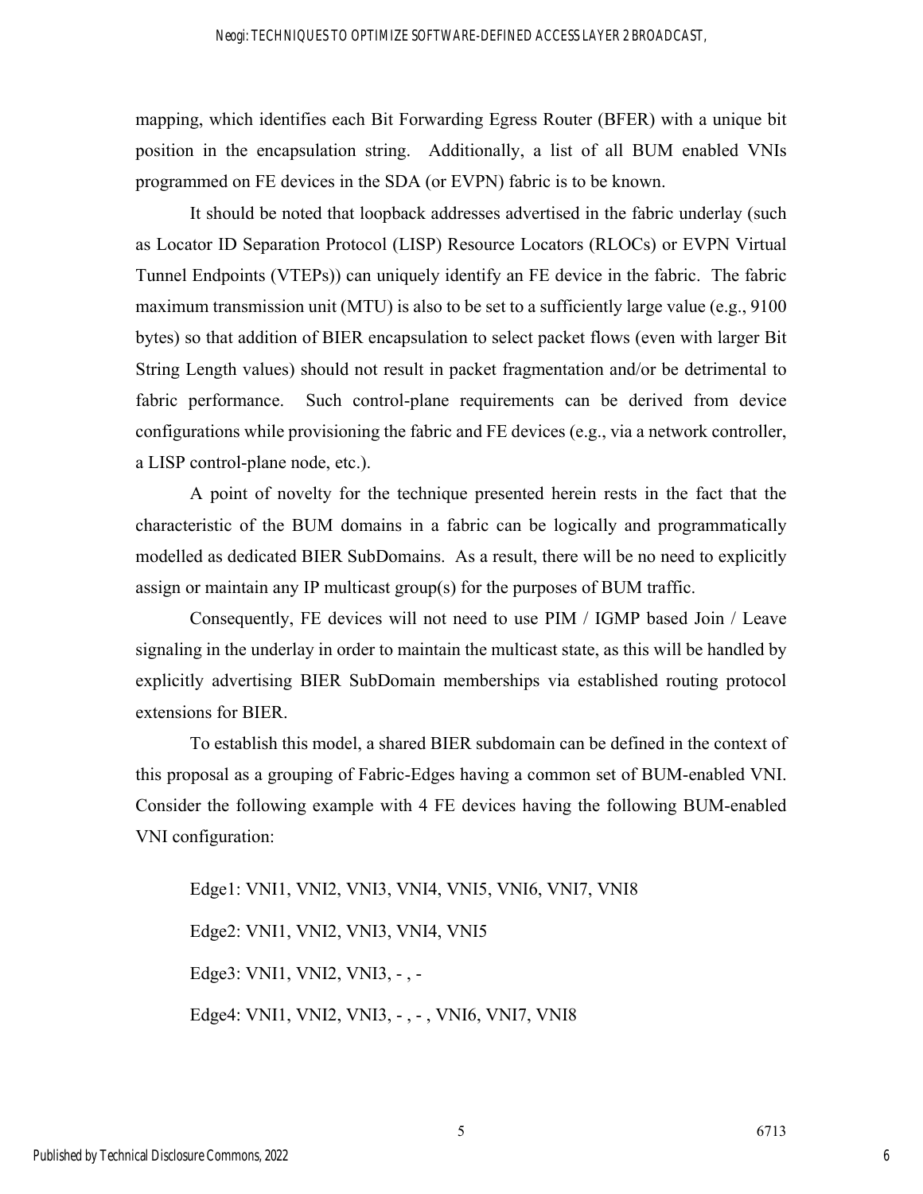mapping, which identifies each Bit Forwarding Egress Router (BFER) with a unique bit position in the encapsulation string. Additionally, a list of all BUM enabled VNIs programmed on FE devices in the SDA (or EVPN) fabric is to be known.

It should be noted that loopback addresses advertised in the fabric underlay (such as Locator ID Separation Protocol (LISP) Resource Locators (RLOCs) or EVPN Virtual Tunnel Endpoints (VTEPs)) can uniquely identify an FE device in the fabric. The fabric maximum transmission unit (MTU) is also to be set to a sufficiently large value (e.g., 9100 bytes) so that addition of BIER encapsulation to select packet flows (even with larger Bit String Length values) should not result in packet fragmentation and/or be detrimental to fabric performance. Such control-plane requirements can be derived from device configurations while provisioning the fabric and FE devices (e.g., via a network controller, a LISP control-plane node, etc.).

A point of novelty for the technique presented herein rests in the fact that the characteristic of the BUM domains in a fabric can be logically and programmatically modelled as dedicated BIER SubDomains. As a result, there will be no need to explicitly assign or maintain any IP multicast group(s) for the purposes of BUM traffic.

Consequently, FE devices will not need to use PIM / IGMP based Join / Leave signaling in the underlay in order to maintain the multicast state, as this will be handled by explicitly advertising BIER SubDomain memberships via established routing protocol extensions for BIER.

To establish this model, a shared BIER subdomain can be defined in the context of this proposal as a grouping of Fabric-Edges having a common set of BUM-enabled VNI. Consider the following example with 4 FE devices having the following BUM-enabled VNI configuration:

Edge1: VNI1, VNI2, VNI3, VNI4, VNI5, VNI6, VNI7, VNI8

Edge2: VNI1, VNI2, VNI3, VNI4, VNI5

Edge3: VNI1, VNI2, VNI3, - , -

Edge4: VNI1, VNI2, VNI3, - , - , VNI6, VNI7, VNI8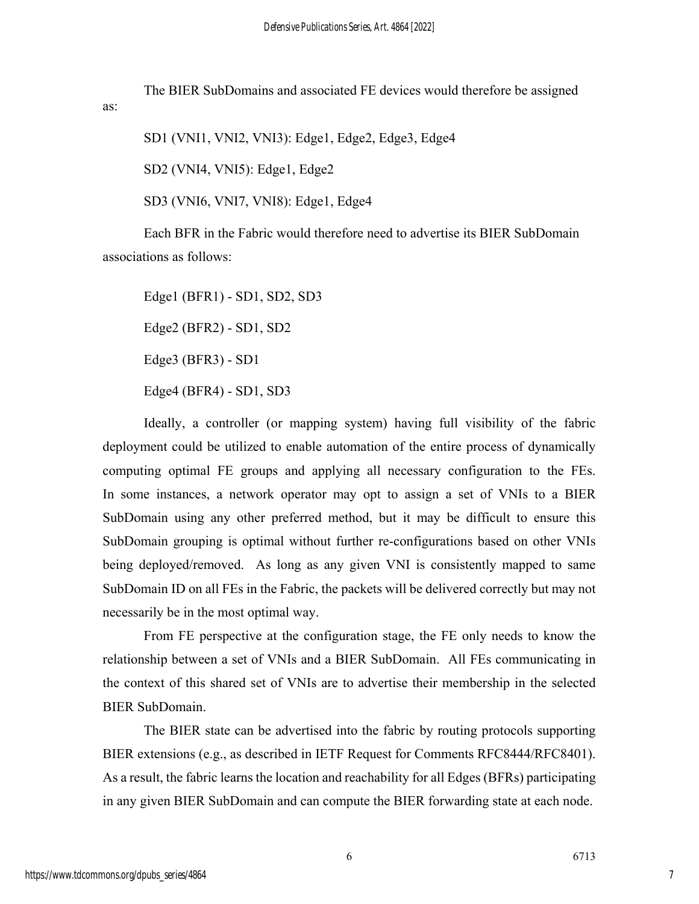The BIER SubDomains and associated FE devices would therefore be assigned as:

SD1 (VNI1, VNI2, VNI3): Edge1, Edge2, Edge3, Edge4

SD2 (VNI4, VNI5): Edge1, Edge2

SD3 (VNI6, VNI7, VNI8): Edge1, Edge4

Each BFR in the Fabric would therefore need to advertise its BIER SubDomain associations as follows:

Edge1 (BFR1) - SD1, SD2, SD3

Edge2 (BFR2) - SD1, SD2

Edge3 (BFR3) - SD1

Edge4 (BFR4) - SD1, SD3

Ideally, a controller (or mapping system) having full visibility of the fabric deployment could be utilized to enable automation of the entire process of dynamically computing optimal FE groups and applying all necessary configuration to the FEs. In some instances, a network operator may opt to assign a set of VNIs to a BIER SubDomain using any other preferred method, but it may be difficult to ensure this SubDomain grouping is optimal without further re-configurations based on other VNIs being deployed/removed. As long as any given VNI is consistently mapped to same SubDomain ID on all FEs in the Fabric, the packets will be delivered correctly but may not necessarily be in the most optimal way.

From FE perspective at the configuration stage, the FE only needs to know the relationship between a set of VNIs and a BIER SubDomain. All FEs communicating in the context of this shared set of VNIs are to advertise their membership in the selected BIER SubDomain.

The BIER state can be advertised into the fabric by routing protocols supporting BIER extensions (e.g., as described in IETF Request for Comments RFC8444/RFC8401). As a result, the fabric learns the location and reachability for all Edges (BFRs) participating in any given BIER SubDomain and can compute the BIER forwarding state at each node.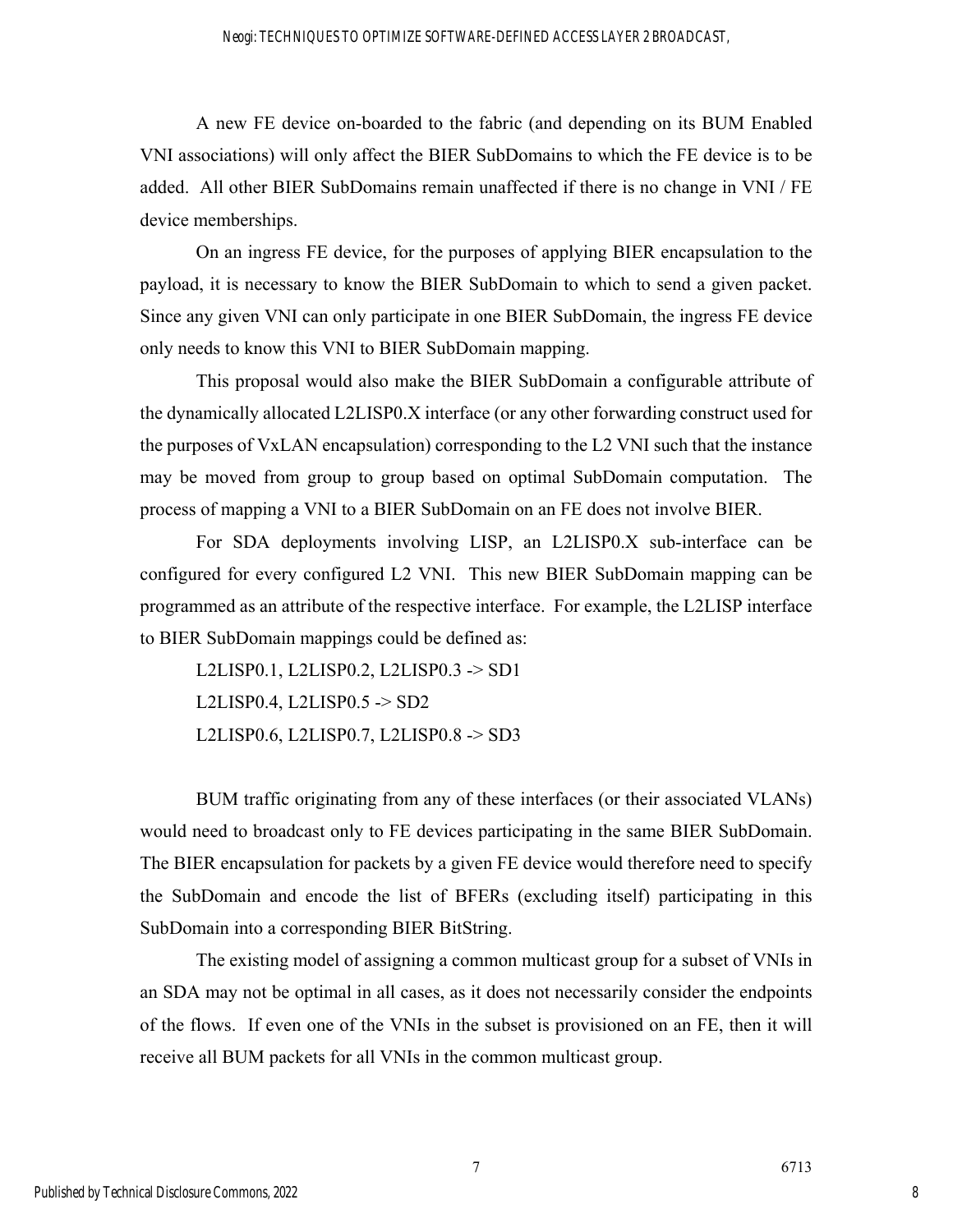A new FE device on-boarded to the fabric (and depending on its BUM Enabled VNI associations) will only affect the BIER SubDomains to which the FE device is to be added. All other BIER SubDomains remain unaffected if there is no change in VNI / FE device memberships.

On an ingress FE device, for the purposes of applying BIER encapsulation to the payload, it is necessary to know the BIER SubDomain to which to send a given packet. Since any given VNI can only participate in one BIER SubDomain, the ingress FE device only needs to know this VNI to BIER SubDomain mapping.

This proposal would also make the BIER SubDomain a configurable attribute of the dynamically allocated L2LISP0.X interface (or any other forwarding construct used for the purposes of VxLAN encapsulation) corresponding to the L2 VNI such that the instance may be moved from group to group based on optimal SubDomain computation. The process of mapping a VNI to a BIER SubDomain on an FE does not involve BIER.

For SDA deployments involving LISP, an L2LISP0.X sub-interface can be configured for every configured L2 VNI. This new BIER SubDomain mapping can be programmed as an attribute of the respective interface. For example, the L2LISP interface to BIER SubDomain mappings could be defined as:

L2LISP0.1, L2LISP0.2, L2LISP0.3 -> SD1

L2LISP0.4, L2LISP0.5 -> SD2

L2LISP0.6, L2LISP0.7, L2LISP0.8 -> SD3

BUM traffic originating from any of these interfaces (or their associated VLANs) would need to broadcast only to FE devices participating in the same BIER SubDomain. The BIER encapsulation for packets by a given FE device would therefore need to specify the SubDomain and encode the list of BFERs (excluding itself) participating in this SubDomain into a corresponding BIER BitString.

The existing model of assigning a common multicast group for a subset of VNIs in an SDA may not be optimal in all cases, as it does not necessarily consider the endpoints of the flows. If even one of the VNIs in the subset is provisioned on an FE, then it will receive all BUM packets for all VNIs in the common multicast group.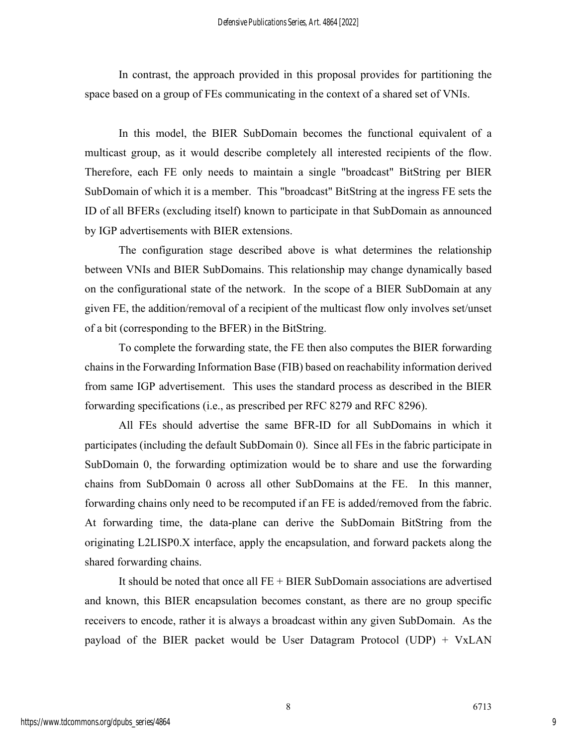In contrast, the approach provided in this proposal provides for partitioning the space based on a group of FEs communicating in the context of a shared set of VNIs.

In this model, the BIER SubDomain becomes the functional equivalent of a multicast group, as it would describe completely all interested recipients of the flow. Therefore, each FE only needs to maintain a single "broadcast" BitString per BIER SubDomain of which it is a member. This "broadcast" BitString at the ingress FE sets the ID of all BFERs (excluding itself) known to participate in that SubDomain as announced by IGP advertisements with BIER extensions.

The configuration stage described above is what determines the relationship between VNIs and BIER SubDomains. This relationship may change dynamically based on the configurational state of the network. In the scope of a BIER SubDomain at any given FE, the addition/removal of a recipient of the multicast flow only involves set/unset of a bit (corresponding to the BFER) in the BitString.

To complete the forwarding state, the FE then also computes the BIER forwarding chains in the Forwarding Information Base (FIB) based on reachability information derived from same IGP advertisement. This uses the standard process as described in the BIER forwarding specifications (i.e., as prescribed per RFC 8279 and RFC 8296).

All FEs should advertise the same BFR-ID for all SubDomains in which it participates (including the default SubDomain 0). Since all FEs in the fabric participate in SubDomain 0, the forwarding optimization would be to share and use the forwarding chains from SubDomain 0 across all other SubDomains at the FE. In this manner, forwarding chains only need to be recomputed if an FE is added/removed from the fabric. At forwarding time, the data-plane can derive the SubDomain BitString from the originating L2LISP0.X interface, apply the encapsulation, and forward packets along the shared forwarding chains.

It should be noted that once all FE + BIER SubDomain associations are advertised and known, this BIER encapsulation becomes constant, as there are no group specific receivers to encode, rather it is always a broadcast within any given SubDomain. As the payload of the BIER packet would be User Datagram Protocol (UDP) + VxLAN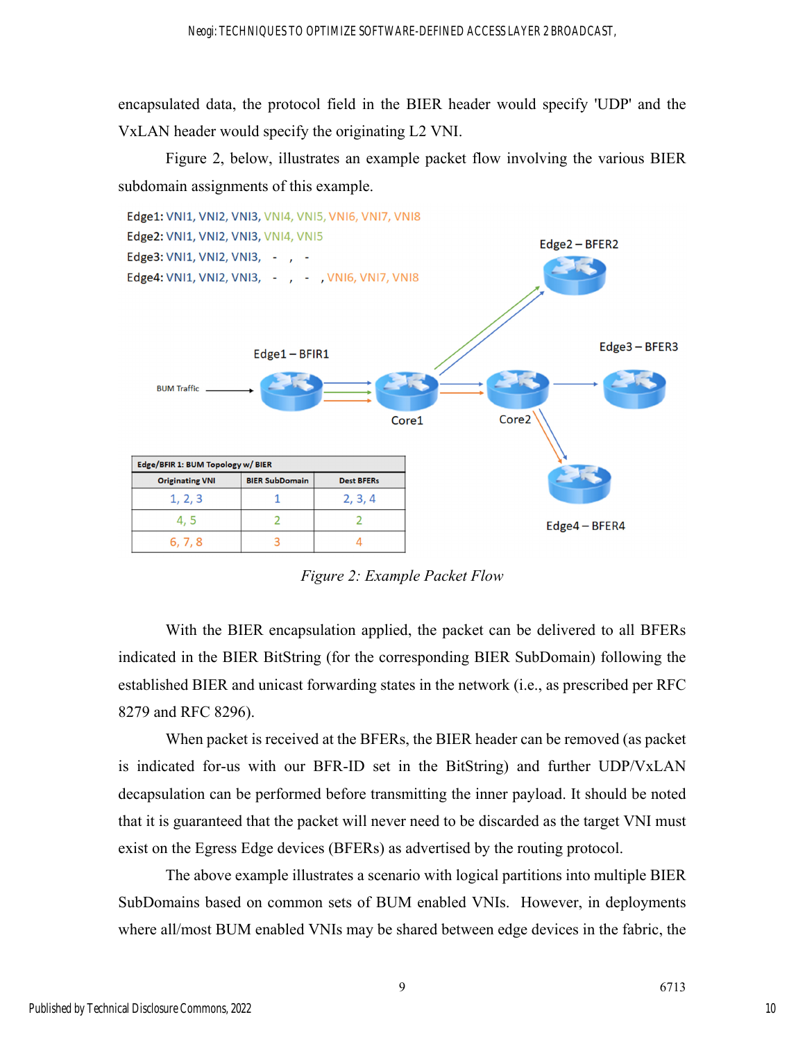encapsulated data, the protocol field in the BIER header would specify 'UDP' and the VxLAN header would specify the originating L2 VNI.

Figure 2, below, illustrates an example packet flow involving the various BIER subdomain assignments of this example.

Edge1: VNI1, VNI2, VNI3, VNI4, VNI5, VNI6, VNI7, VNI8
Edge2: VNI1, VNI2, VNI3, VNI4, VNI5
Edge3: VNI1, VNI2, VNI3, - , -
Edge4: VNI1, VNI2, VNI3, - , - , VNI6, VNI7, VNI8

| Edge/BFIR 1: BUM Topology w/ BIER | | |
|---|---|---|
| Originating VNI | BIER SubDomain | Dest BFERs |
| 1, 2, 3 | 1 | 2, 3, 4 |
| 4, 5 | 2 | 2 |
| 6, 7, 8 | 3 | 4 |

*Figure 2: Example Packet Flow*

With the BIER encapsulation applied, the packet can be delivered to all BFERs indicated in the BIER BitString (for the corresponding BIER SubDomain) following the established BIER and unicast forwarding states in the network (i.e., as prescribed per RFC 8279 and RFC 8296).

When packet is received at the BFERs, the BIER header can be removed (as packet is indicated for-us with our BFR-ID set in the BitString) and further UDP/VxLAN decapsulation can be performed before transmitting the inner payload. It should be noted that it is guaranteed that the packet will never need to be discarded as the target VNI must exist on the Egress Edge devices (BFERs) as advertised by the routing protocol.

The above example illustrates a scenario with logical partitions into multiple BIER SubDomains based on common sets of BUM enabled VNIs. However, in deployments where all/most BUM enabled VNIs may be shared between edge devices in the fabric, the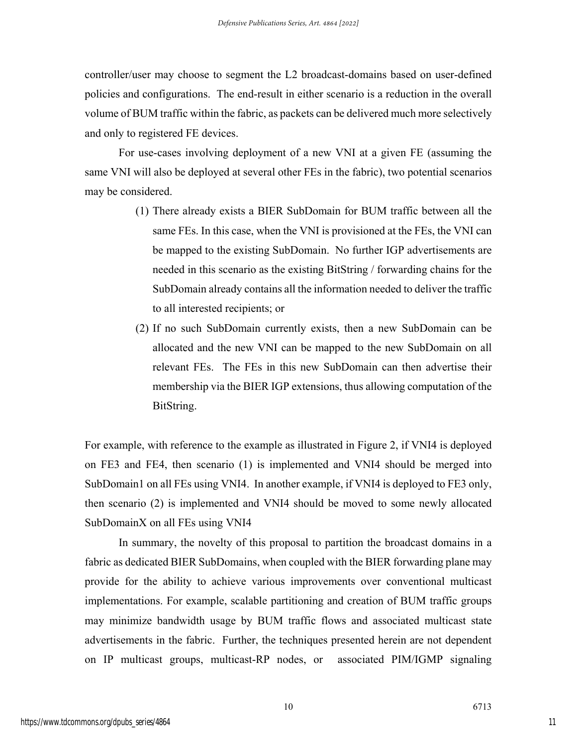controller/user may choose to segment the L2 broadcast-domains based on user-defined policies and configurations. The end-result in either scenario is a reduction in the overall volume of BUM traffic within the fabric, as packets can be delivered much more selectively and only to registered FE devices.

For use-cases involving deployment of a new VNI at a given FE (assuming the same VNI will also be deployed at several other FEs in the fabric), two potential scenarios may be considered.

(1) There already exists a BIER SubDomain for BUM traffic between all the same FEs. In this case, when the VNI is provisioned at the FEs, the VNI can be mapped to the existing SubDomain. No further IGP advertisements are needed in this scenario as the existing BitString / forwarding chains for the SubDomain already contains all the information needed to deliver the traffic to all interested recipients; or

(2) If no such SubDomain currently exists, then a new SubDomain can be allocated and the new VNI can be mapped to the new SubDomain on all relevant FEs. The FEs in this new SubDomain can then advertise their membership via the BIER IGP extensions, thus allowing computation of the BitString.

For example, with reference to the example as illustrated in Figure 2, if VNI4 is deployed on FE3 and FE4, then scenario (1) is implemented and VNI4 should be merged into SubDomain1 on all FEs using VNI4. In another example, if VNI4 is deployed to FE3 only, then scenario (2) is implemented and VNI4 should be moved to some newly allocated SubDomainX on all FEs using VNI4

In summary, the novelty of this proposal to partition the broadcast domains in a fabric as dedicated BIER SubDomains, when coupled with the BIER forwarding plane may provide for the ability to achieve various improvements over conventional multicast implementations. For example, scalable partitioning and creation of BUM traffic groups may minimize bandwidth usage by BUM traffic flows and associated multicast state advertisements in the fabric. Further, the techniques presented herein are not dependent on IP multicast groups, multicast-RP nodes, or associated PIM/IGMP signaling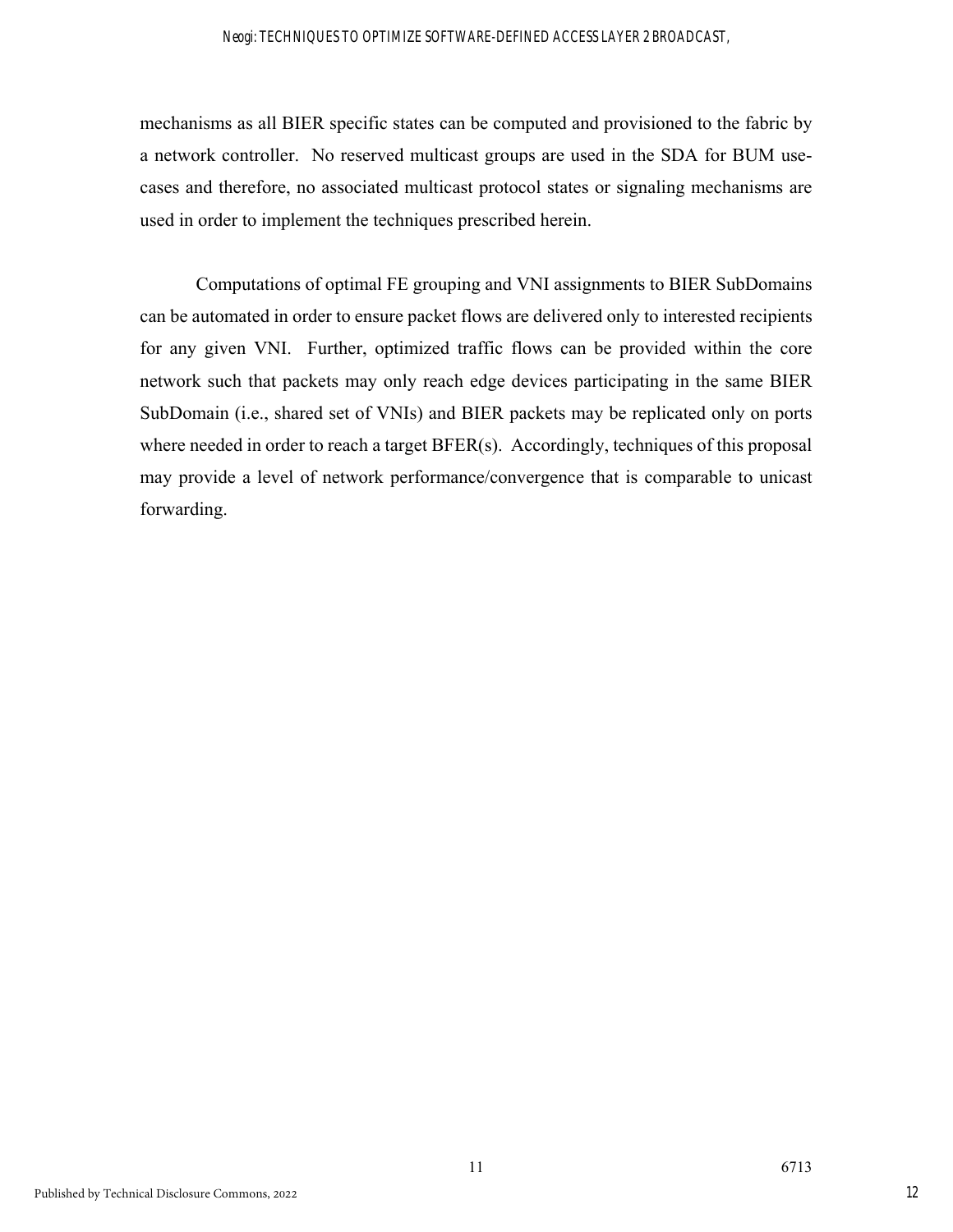mechanisms as all BIER specific states can be computed and provisioned to the fabric by a network controller. No reserved multicast groups are used in the SDA for BUM use-cases and therefore, no associated multicast protocol states or signaling mechanisms are used in order to implement the techniques prescribed herein.

Computations of optimal FE grouping and VNI assignments to BIER SubDomains can be automated in order to ensure packet flows are delivered only to interested recipients for any given VNI. Further, optimized traffic flows can be provided within the core network such that packets may only reach edge devices participating in the same BIER SubDomain (i.e., shared set of VNIs) and BIER packets may be replicated only on ports where needed in order to reach a target BFER(s). Accordingly, techniques of this proposal may provide a level of network performance/convergence that is comparable to unicast forwarding.